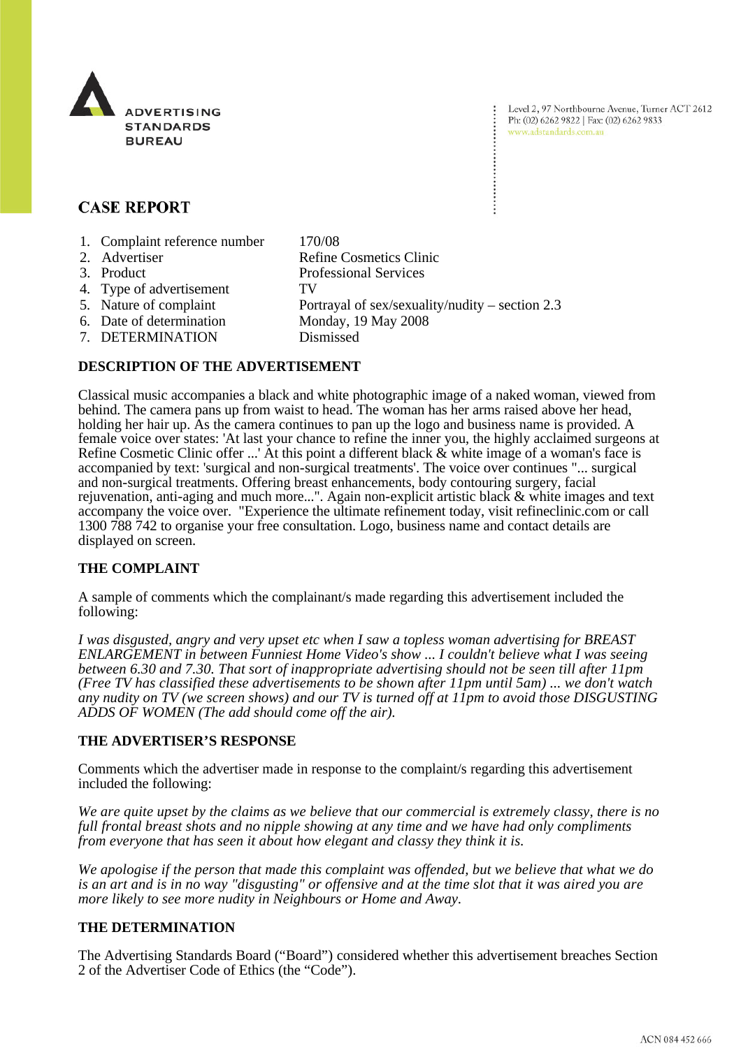ADVERTISING STANDARDS BUREAU

Level 2, 97 Northbourne Avenue, Turner ACT 2612
Ph: (02) 6262 9822 | Fax: (02) 6262 9833
www.adstandards.com.au

## CASE REPORT

1. Complaint reference number 170/08
2. Advertiser Refine Cosmetics Clinic
3. Product Professional Services
4. Type of advertisement TV
5. Nature of complaint Portrayal of sex/sexuality/nudity – section 2.3
6. Date of determination Monday, 19 May 2008
7. DETERMINATION Dismissed

### DESCRIPTION OF THE ADVERTISEMENT

Classical music accompanies a black and white photographic image of a naked woman, viewed from behind. The camera pans up from waist to head. The woman has her arms raised above her head, holding her hair up. As the camera continues to pan up the logo and business name is provided. A female voice over states: 'At last your chance to refine the inner you, the highly acclaimed surgeons at Refine Cosmetic Clinic offer ...' At this point a different black & white image of a woman's face is accompanied by text: 'surgical and non-surgical treatments'. The voice over continues "... surgical and non-surgical treatments. Offering breast enhancements, body contouring surgery, facial rejuvenation, anti-aging and much more...". Again non-explicit artistic black & white images and text accompany the voice over. "Experience the ultimate refinement today, visit refineclinic.com or call 1300 788 742 to organise your free consultation. Logo, business name and contact details are displayed on screen.

### THE COMPLAINT

A sample of comments which the complainant/s made regarding this advertisement included the following:

*I was disgusted, angry and very upset etc when I saw a topless woman advertising for BREAST ENLARGEMENT in between Funniest Home Video's show ... I couldn't believe what I was seeing between 6.30 and 7.30. That sort of inappropriate advertising should not be seen till after 11pm (Free TV has classified these advertisements to be shown after 11pm until 5am) ... we don't watch any nudity on TV (we screen shows) and our TV is turned off at 11pm to avoid those DISGUSTING ADDS OF WOMEN (The add should come off the air).*

### THE ADVERTISER'S RESPONSE

Comments which the advertiser made in response to the complaint/s regarding this advertisement included the following:

*We are quite upset by the claims as we believe that our commercial is extremely classy, there is no full frontal breast shots and no nipple showing at any time and we have had only compliments from everyone that has seen it about how elegant and classy they think it is.*

*We apologise if the person that made this complaint was offended, but we believe that what we do is an art and is in no way "disgusting" or offensive and at the time slot that it was aired you are more likely to see more nudity in Neighbours or Home and Away.*

### THE DETERMINATION

The Advertising Standards Board ("Board") considered whether this advertisement breaches Section 2 of the Advertiser Code of Ethics (the "Code").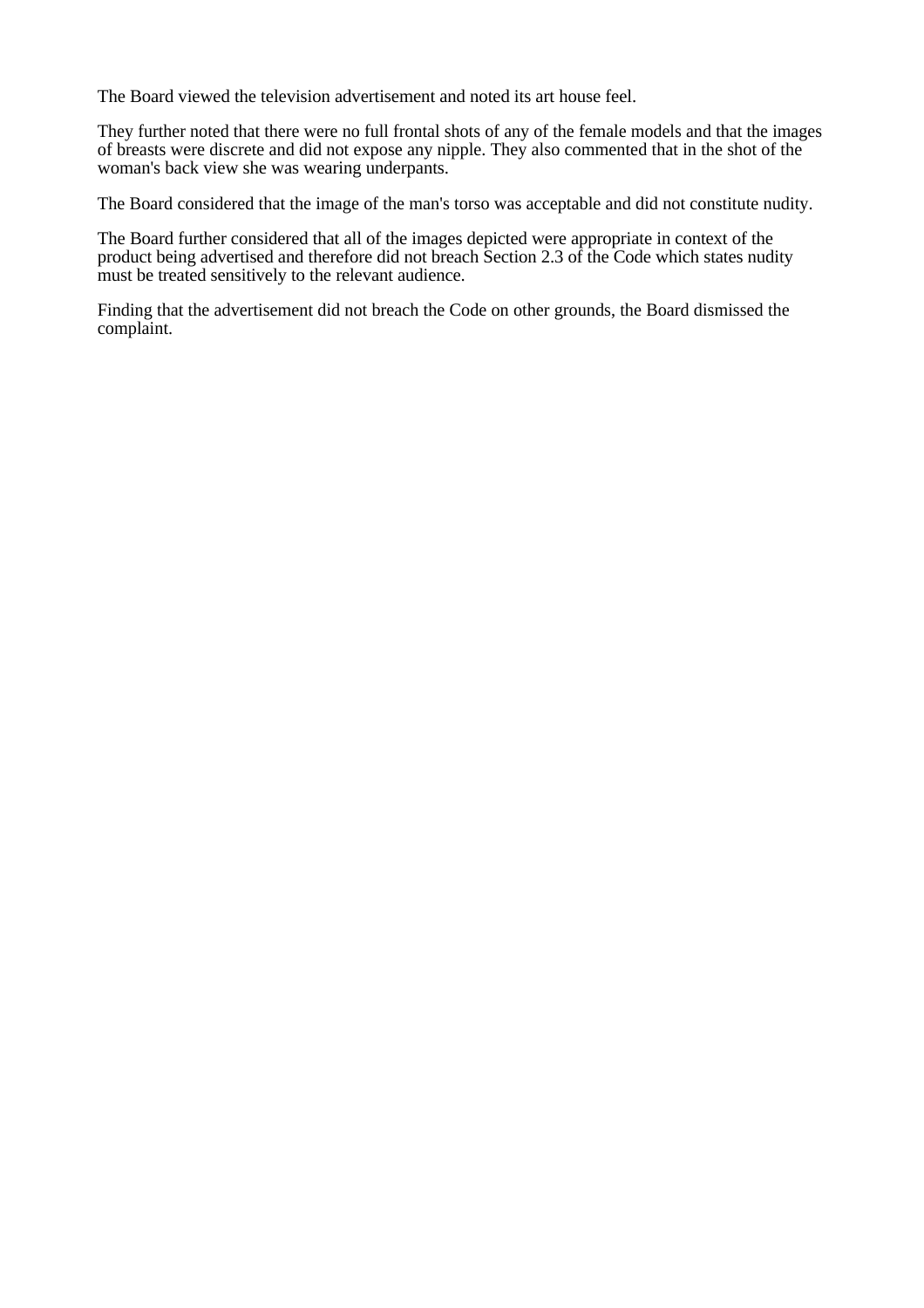The Board viewed the television advertisement and noted its art house feel.

They further noted that there were no full frontal shots of any of the female models and that the images of breasts were discrete and did not expose any nipple. They also commented that in the shot of the woman's back view she was wearing underpants.

The Board considered that the image of the man's torso was acceptable and did not constitute nudity.

The Board further considered that all of the images depicted were appropriate in context of the product being advertised and therefore did not breach Section 2.3 of the Code which states nudity must be treated sensitively to the relevant audience.

Finding that the advertisement did not breach the Code on other grounds, the Board dismissed the complaint.